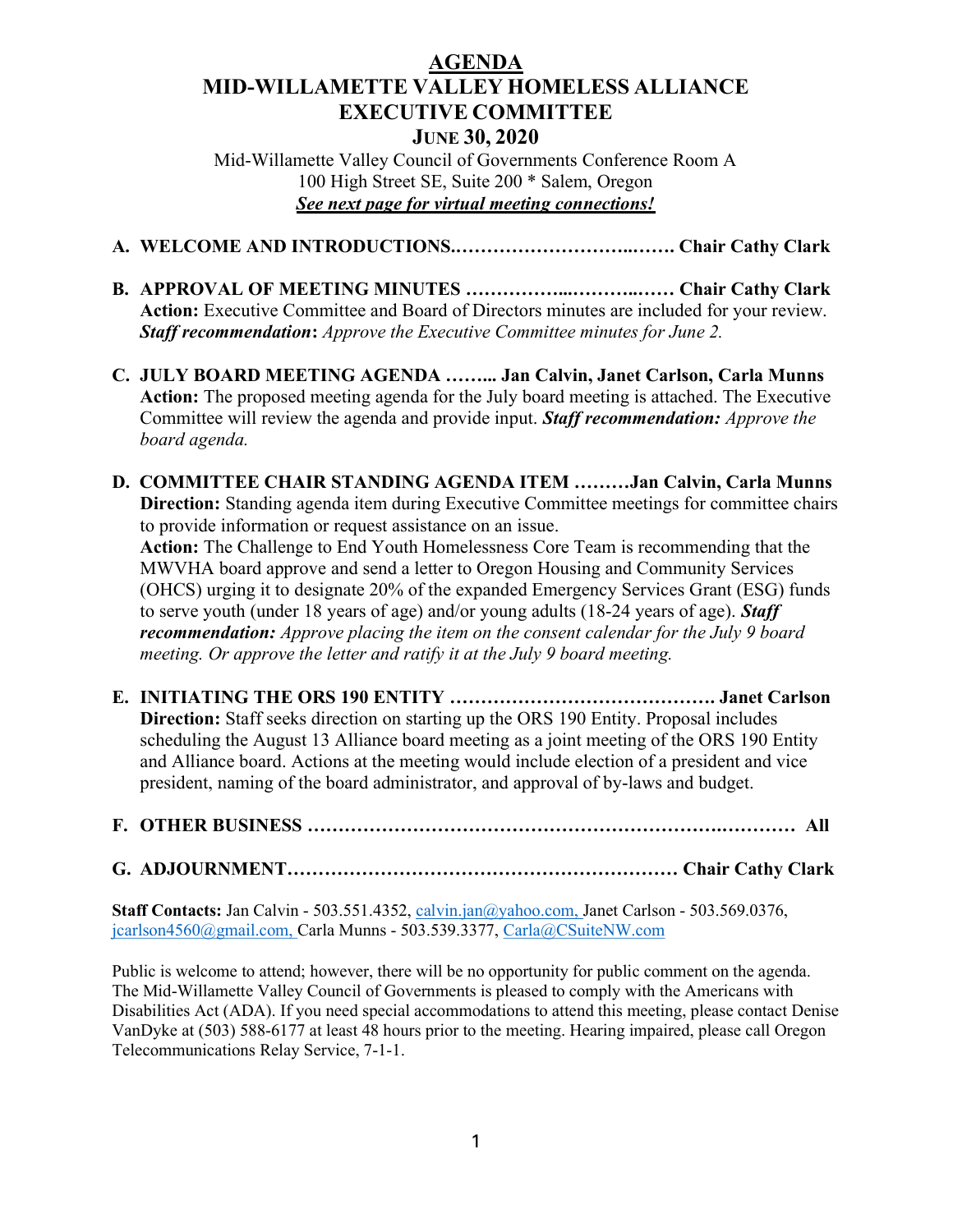# AGENDA
# MID-WILLAMETTE VALLEY HOMELESS ALLIANCE EXECUTIVE COMMITTEE
## JUNE 30, 2020

Mid-Willamette Valley Council of Governments Conference Room A
100 High Street SE, Suite 200 * Salem, Oregon
***See next page for virtual meeting connections!***

**A. WELCOME AND INTRODUCTIONS.…………………………..……. Chair Cathy Clark**

**B. APPROVAL OF MEETING MINUTES ……………...………..…… Chair Cathy Clark**
**Action:** Executive Committee and Board of Directors minutes are included for your review. ***Staff recommendation*:** *Approve the Executive Committee minutes for June 2.*

**C. JULY BOARD MEETING AGENDA ……... Jan Calvin, Janet Carlson, Carla Munns**
**Action:** The proposed meeting agenda for the July board meeting is attached. The Executive Committee will review the agenda and provide input. ***Staff recommendation:*** *Approve the board agenda.*

**D. COMMITTEE CHAIR STANDING AGENDA ITEM ………Jan Calvin, Carla Munns**
**Direction:** Standing agenda item during Executive Committee meetings for committee chairs to provide information or request assistance on an issue.
**Action:** The Challenge to End Youth Homelessness Core Team is recommending that the MWVHA board approve and send a letter to Oregon Housing and Community Services (OHCS) urging it to designate 20% of the expanded Emergency Services Grant (ESG) funds to serve youth (under 18 years of age) and/or young adults (18-24 years of age). ***Staff recommendation:*** *Approve placing the item on the consent calendar for the July 9 board meeting. Or approve the letter and ratify it at the July 9 board meeting.*

**E. INITIATING THE ORS 190 ENTITY ……………………………………. Janet Carlson**
**Direction:** Staff seeks direction on starting up the ORS 190 Entity. Proposal includes scheduling the August 13 Alliance board meeting as a joint meeting of the ORS 190 Entity and Alliance board. Actions at the meeting would include election of a president and vice president, naming of the board administrator, and approval of by-laws and budget.

**F. OTHER BUSINESS ……………………………………………………….………… All**

**G. ADJOURNMENT……………………………………………………… Chair Cathy Clark**

**Staff Contacts:** Jan Calvin - 503.551.4352, calvin.jan@yahoo.com, Janet Carlson - 503.569.0376, jcarlson4560@gmail.com, Carla Munns - 503.539.3377, Carla@CSuiteNW.com

Public is welcome to attend; however, there will be no opportunity for public comment on the agenda. The Mid-Willamette Valley Council of Governments is pleased to comply with the Americans with Disabilities Act (ADA). If you need special accommodations to attend this meeting, please contact Denise VanDyke at (503) 588-6177 at least 48 hours prior to the meeting. Hearing impaired, please call Oregon Telecommunications Relay Service, 7-1-1.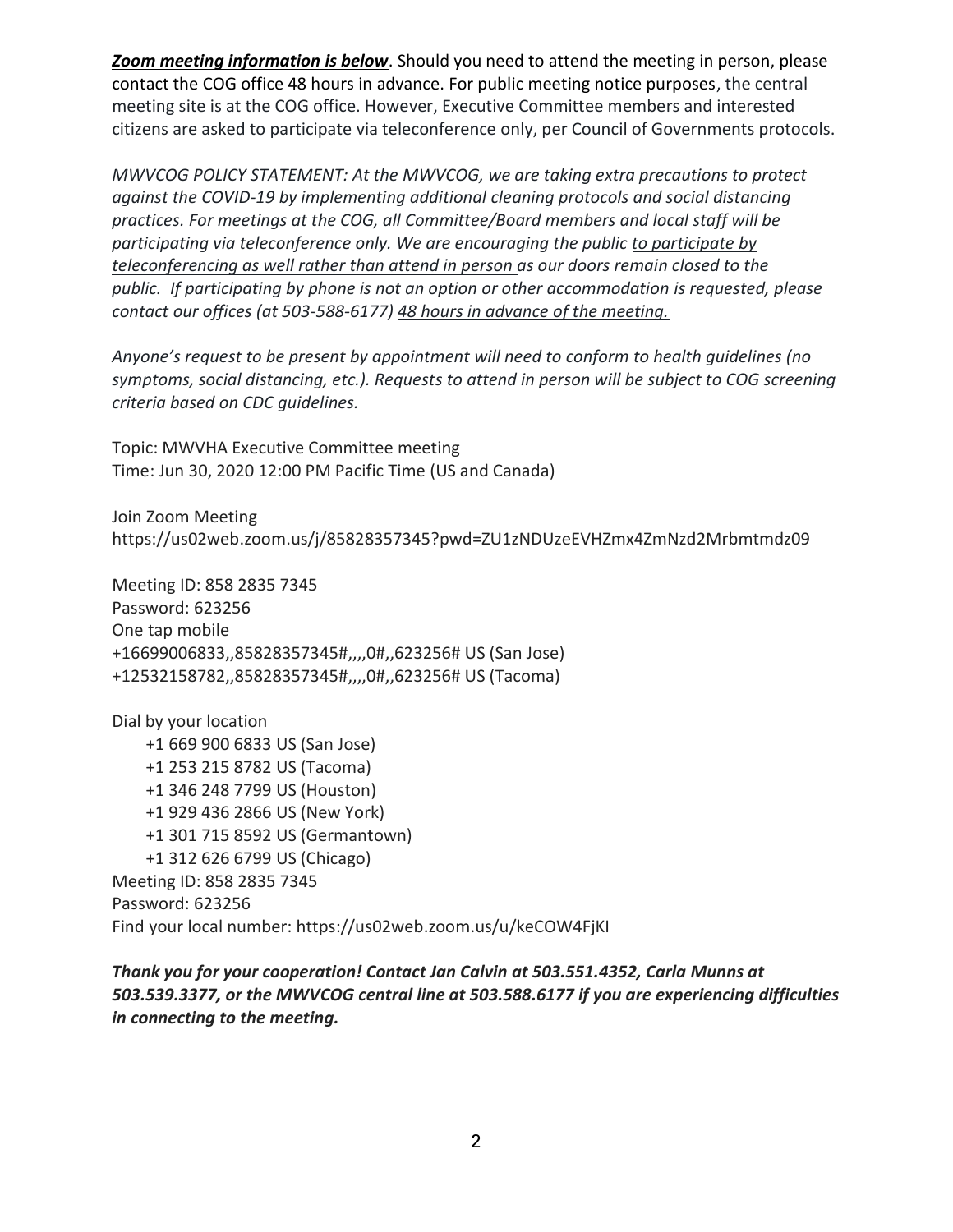***Zoom meeting information is below***. Should you need to attend the meeting in person, please contact the COG office 48 hours in advance. For public meeting notice purposes, the central meeting site is at the COG office. However, Executive Committee members and interested citizens are asked to participate via teleconference only, per Council of Governments protocols.

*MWVCOG POLICY STATEMENT: At the MWVCOG, we are taking extra precautions to protect against the COVID-19 by implementing additional cleaning protocols and social distancing practices. For meetings at the COG, all Committee/Board members and local staff will be participating via teleconference only. We are encouraging the public to participate by teleconferencing as well rather than attend in person as our doors remain closed to the public. If participating by phone is not an option or other accommodation is requested, please contact our offices (at 503-588-6177) 48 hours in advance of the meeting.*

*Anyone's request to be present by appointment will need to conform to health guidelines (no symptoms, social distancing, etc.). Requests to attend in person will be subject to COG screening criteria based on CDC guidelines.*

Topic: MWVHA Executive Committee meeting
Time: Jun 30, 2020 12:00 PM Pacific Time (US and Canada)

Join Zoom Meeting
https://us02web.zoom.us/j/85828357345?pwd=ZU1zNDUzeEVHZmx4ZmNzd2Mrbmtmdz09

Meeting ID: 858 2835 7345
Password: 623256
One tap mobile
+16699006833,,85828357345#,,,,0#,,623256# US (San Jose)
+12532158782,,85828357345#,,,,0#,,623256# US (Tacoma)

Dial by your location
- +1 669 900 6833 US (San Jose)
- +1 253 215 8782 US (Tacoma)
- +1 346 248 7799 US (Houston)
- +1 929 436 2866 US (New York)
- +1 301 715 8592 US (Germantown)
- +1 312 626 6799 US (Chicago)

Meeting ID: 858 2835 7345
Password: 623256
Find your local number: https://us02web.zoom.us/u/keCOW4FjKI

***Thank you for your cooperation! Contact Jan Calvin at 503.551.4352, Carla Munns at 503.539.3377, or the MWVCOG central line at 503.588.6177 if you are experiencing difficulties in connecting to the meeting.***